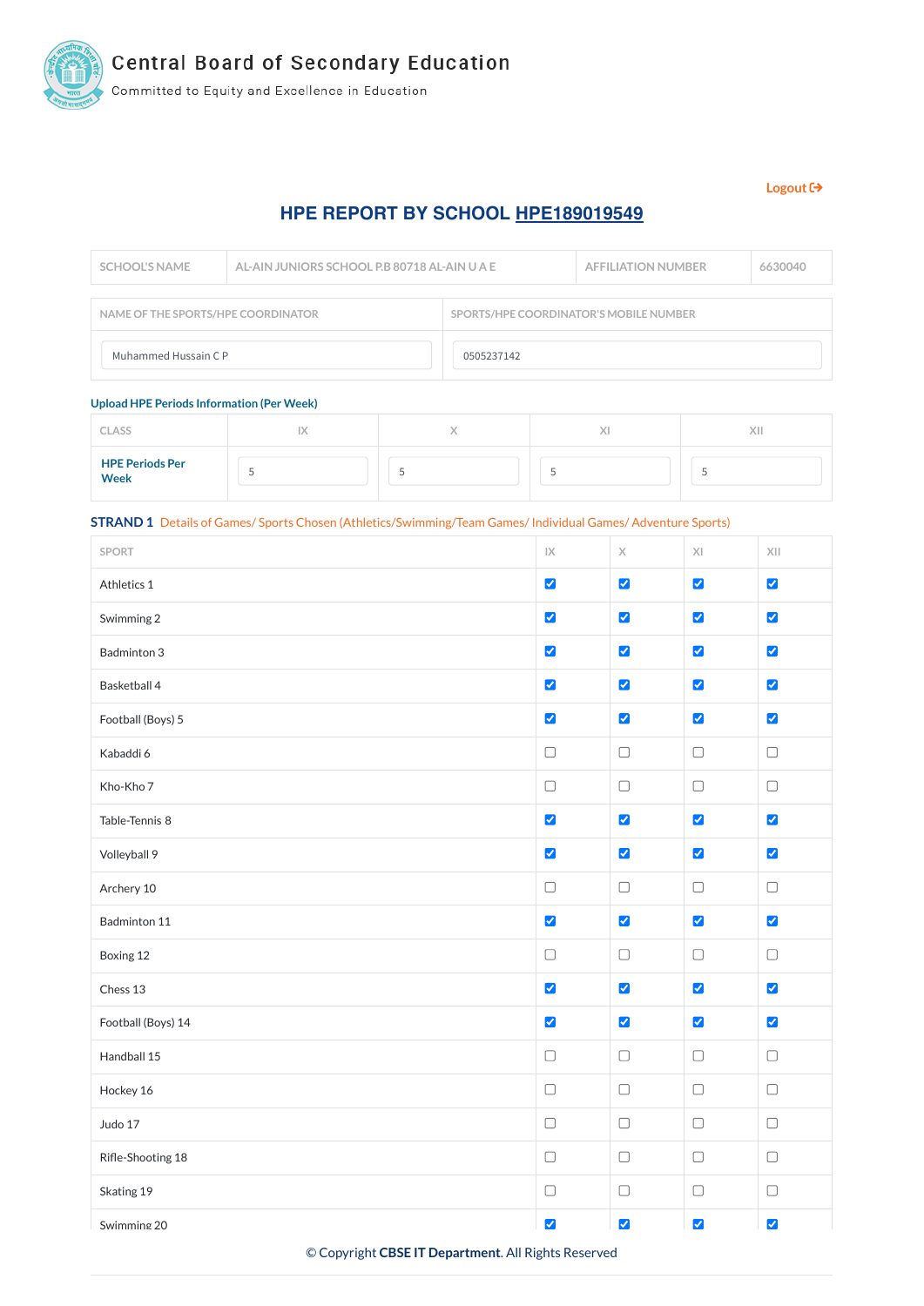# Central Board of Secondary Education

Committed to Equity and Excellence in Education

Logout

## HPE REPORT BY SCHOOL HPE189019549

| SCHOOL'S NAME | AL-AIN JUNIORS SCHOOL P.B 80718 AL-AIN U A E | AFFILIATION NUMBER | 6630040 |
| --- | --- | --- | --- |

| NAME OF THE SPORTS/HPE COORDINATOR | SPORTS/HPE COORDINATOR'S MOBILE NUMBER |
| --- | --- |
| Muhammed Hussain C P | 0505237142 |

**Upload HPE Periods Information (Per Week)**

| CLASS | IX | X | XI | XII |
| --- | --- | --- | --- | --- |
| HPE Periods Per Week | 5 | 5 | 5 | 5 |

**STRAND 1** Details of Games/ Sports Chosen (Athletics/Swimming/Team Games/ Individual Games/ Adventure Sports)

| SPORT | IX | X | XI | XII |
| --- | --- | --- | --- | --- |
| Athletics 1 | ☑ | ☑ | ☑ | ☑ |
| Swimming 2 | ☑ | ☑ | ☑ | ☑ |
| Badminton 3 | ☑ | ☑ | ☑ | ☑ |
| Basketball 4 | ☑ | ☑ | ☑ | ☑ |
| Football (Boys) 5 | ☑ | ☑ | ☑ | ☑ |
| Kabaddi 6 | ☐ | ☐ | ☐ | ☐ |
| Kho-Kho 7 | ☐ | ☐ | ☐ | ☐ |
| Table-Tennis 8 | ☑ | ☑ | ☑ | ☑ |
| Volleyball 9 | ☑ | ☑ | ☑ | ☑ |
| Archery 10 | ☐ | ☐ | ☐ | ☐ |
| Badminton 11 | ☑ | ☑ | ☑ | ☑ |
| Boxing 12 | ☐ | ☐ | ☐ | ☐ |
| Chess 13 | ☑ | ☑ | ☑ | ☑ |
| Football (Boys) 14 | ☑ | ☑ | ☑ | ☑ |
| Handball 15 | ☐ | ☐ | ☐ | ☐ |
| Hockey 16 | ☐ | ☐ | ☐ | ☐ |
| Judo 17 | ☐ | ☐ | ☐ | ☐ |
| Rifle-Shooting 18 | ☐ | ☐ | ☐ | ☐ |
| Skating 19 | ☐ | ☐ | ☐ | ☐ |
| Swimming 20 | ☑ | ☑ | ☑ | ☑ |

© Copyright **CBSE IT Department**. All Rights Reserved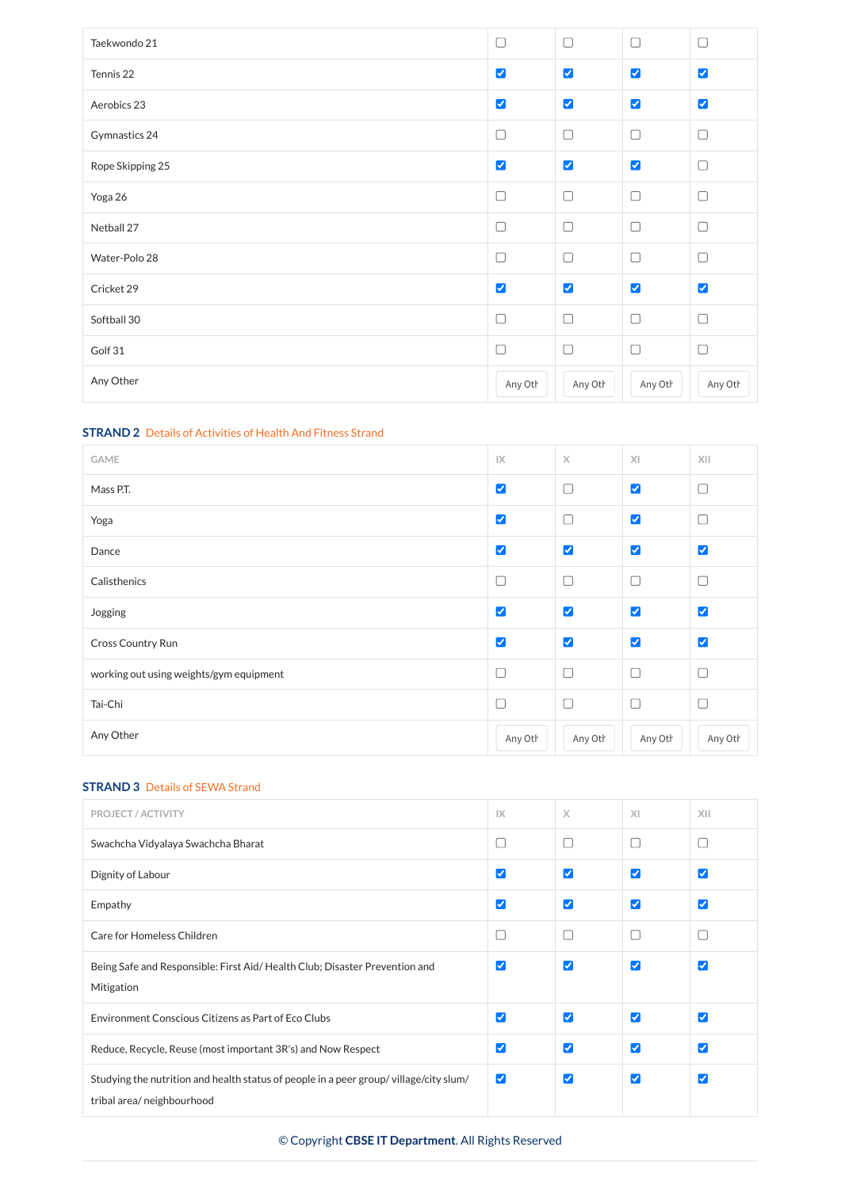| | | | | |
|---|---|---|---|---|
| Taekwondo 21 | ☐ | ☐ | ☐ | ☐ |
| Tennis 22 | ☑ | ☑ | ☑ | ☑ |
| Aerobics 23 | ☑ | ☑ | ☑ | ☑ |
| Gymnastics 24 | ☐ | ☐ | ☐ | ☐ |
| Rope Skipping 25 | ☑ | ☑ | ☑ | ☐ |
| Yoga 26 | ☐ | ☐ | ☐ | ☐ |
| Netball 27 | ☐ | ☐ | ☐ | ☐ |
| Water-Polo 28 | ☐ | ☐ | ☐ | ☐ |
| Cricket 29 | ☑ | ☑ | ☑ | ☑ |
| Softball 30 | ☐ | ☐ | ☐ | ☐ |
| Golf 31 | ☐ | ☐ | ☐ | ☐ |
| Any Other | Any Otł | Any Otł | Any Otł | Any Otł |

**STRAND 2** Details of Activities of Health And Fitness Strand

| GAME | IX | X | XI | XII |
|---|---|---|---|---|
| Mass P.T. | ☑ | ☐ | ☑ | ☐ |
| Yoga | ☑ | ☐ | ☑ | ☐ |
| Dance | ☑ | ☑ | ☑ | ☑ |
| Calisthenics | ☐ | ☐ | ☐ | ☐ |
| Jogging | ☑ | ☑ | ☑ | ☑ |
| Cross Country Run | ☑ | ☑ | ☑ | ☑ |
| working out using weights/gym equipment | ☐ | ☐ | ☐ | ☐ |
| Tai-Chi | ☐ | ☐ | ☐ | ☐ |
| Any Other | Any Otł | Any Otł | Any Otł | Any Otł |

**STRAND 3** Details of SEWA Strand

| PROJECT / ACTIVITY | IX | X | XI | XII |
|---|---|---|---|---|
| Swachcha Vidyalaya Swachcha Bharat | ☐ | ☐ | ☐ | ☐ |
| Dignity of Labour | ☑ | ☑ | ☑ | ☑ |
| Empathy | ☑ | ☑ | ☑ | ☑ |
| Care for Homeless Children | ☐ | ☐ | ☐ | ☐ |
| Being Safe and Responsible: First Aid/ Health Club; Disaster Prevention and Mitigation | ☑ | ☑ | ☑ | ☑ |
| Environment Conscious Citizens as Part of Eco Clubs | ☑ | ☑ | ☑ | ☑ |
| Reduce, Recycle, Reuse (most important 3R's) and Now Respect | ☑ | ☑ | ☑ | ☑ |
| Studying the nutrition and health status of people in a peer group/ village/city slum/ tribal area/ neighbourhood | ☑ | ☑ | ☑ | ☑ |

© Copyright **CBSE IT Department**. All Rights Reserved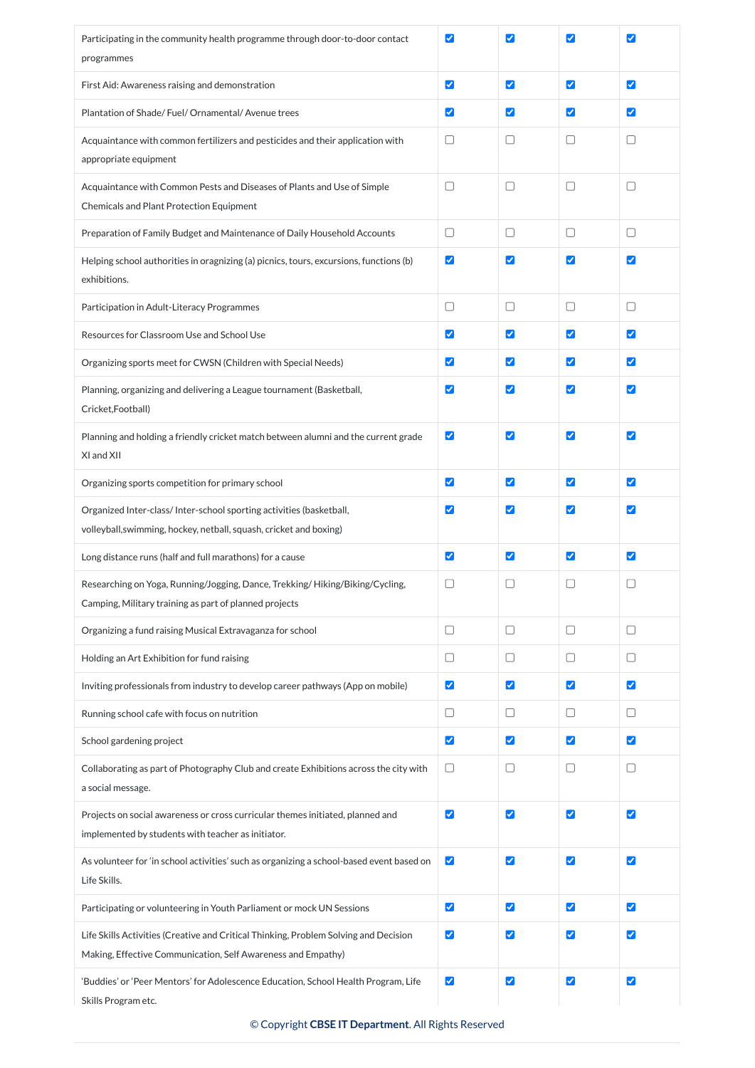| | | | | |
|---|---|---|---|---|
| Participating in the community health programme through door-to-door contact programmes | ☑ | ☑ | ☑ | ☑ |
| First Aid: Awareness raising and demonstration | ☑ | ☑ | ☑ | ☑ |
| Plantation of Shade/ Fuel/ Ornamental/ Avenue trees | ☑ | ☑ | ☑ | ☑ |
| Acquaintance with common fertilizers and pesticides and their application with appropriate equipment | ☐ | ☐ | ☐ | ☐ |
| Acquaintance with Common Pests and Diseases of Plants and Use of Simple Chemicals and Plant Protection Equipment | ☐ | ☐ | ☐ | ☐ |
| Preparation of Family Budget and Maintenance of Daily Household Accounts | ☐ | ☐ | ☐ | ☐ |
| Helping school authorities in oragnizing (a) picnics, tours, excursions, functions (b) exhibitions. | ☑ | ☑ | ☑ | ☑ |
| Participation in Adult-Literacy Programmes | ☐ | ☐ | ☐ | ☐ |
| Resources for Classroom Use and School Use | ☑ | ☑ | ☑ | ☑ |
| Organizing sports meet for CWSN (Children with Special Needs) | ☑ | ☑ | ☑ | ☑ |
| Planning, organizing and delivering a League tournament (Basketball, Cricket,Football) | ☑ | ☑ | ☑ | ☑ |
| Planning and holding a friendly cricket match between alumni and the current grade XI and XII | ☑ | ☑ | ☑ | ☑ |
| Organizing sports competition for primary school | ☑ | ☑ | ☑ | ☑ |
| Organized Inter-class/ Inter-school sporting activities (basketball, volleyball,swimming, hockey, netball, squash, cricket and boxing) | ☑ | ☑ | ☑ | ☑ |
| Long distance runs (half and full marathons) for a cause | ☑ | ☑ | ☑ | ☑ |
| Researching on Yoga, Running/Jogging, Dance, Trekking/ Hiking/Biking/Cycling, Camping, Military training as part of planned projects | ☐ | ☐ | ☐ | ☐ |
| Organizing a fund raising Musical Extravaganza for school | ☐ | ☐ | ☐ | ☐ |
| Holding an Art Exhibition for fund raising | ☐ | ☐ | ☐ | ☐ |
| Inviting professionals from industry to develop career pathways (App on mobile) | ☑ | ☑ | ☑ | ☑ |
| Running school cafe with focus on nutrition | ☐ | ☐ | ☐ | ☐ |
| School gardening project | ☑ | ☑ | ☑ | ☑ |
| Collaborating as part of Photography Club and create Exhibitions across the city with a social message. | ☐ | ☐ | ☐ | ☐ |
| Projects on social awareness or cross curricular themes initiated, planned and implemented by students with teacher as initiator. | ☑ | ☑ | ☑ | ☑ |
| As volunteer for 'in school activities' such as organizing a school-based event based on Life Skills. | ☑ | ☑ | ☑ | ☑ |
| Participating or volunteering in Youth Parliament or mock UN Sessions | ☑ | ☑ | ☑ | ☑ |
| Life Skills Activities (Creative and Critical Thinking, Problem Solving and Decision Making, Effective Communication, Self Awareness and Empathy) | ☑ | ☑ | ☑ | ☑ |
| 'Buddies' or 'Peer Mentors' for Adolescence Education, School Health Program, Life Skills Program etc. | ☑ | ☑ | ☑ | ☑ |

© Copyright **CBSE IT Department**. All Rights Reserved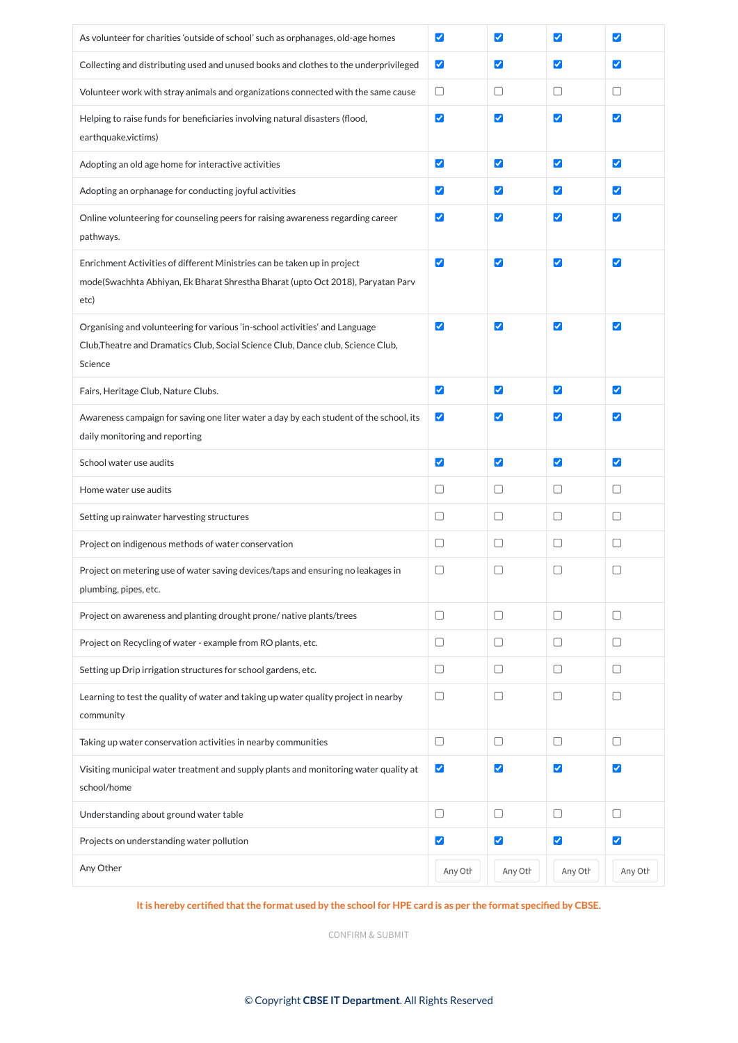| | | | | |
|---|---|---|---|---|
| As volunteer for charities 'outside of school' such as orphanages, old-age homes | ☑ | ☑ | ☑ | ☑ |
| Collecting and distributing used and unused books and clothes to the underprivileged | ☑ | ☑ | ☑ | ☑ |
| Volunteer work with stray animals and organizations connected with the same cause | ☐ | ☐ | ☐ | ☐ |
| Helping to raise funds for beneficiaries involving natural disasters (flood, earthquake,victims) | ☑ | ☑ | ☑ | ☑ |
| Adopting an old age home for interactive activities | ☑ | ☑ | ☑ | ☑ |
| Adopting an orphanage for conducting joyful activities | ☑ | ☑ | ☑ | ☑ |
| Online volunteering for counseling peers for raising awareness regarding career pathways. | ☑ | ☑ | ☑ | ☑ |
| Enrichment Activities of different Ministries can be taken up in project mode(Swachhta Abhiyan, Ek Bharat Shrestha Bharat (upto Oct 2018), Paryatan Parv etc) | ☑ | ☑ | ☑ | ☑ |
| Organising and volunteering for various 'in-school activities' and Language Club,Theatre and Dramatics Club, Social Science Club, Dance club, Science Club, Science | ☑ | ☑ | ☑ | ☑ |
| Fairs, Heritage Club, Nature Clubs. | ☑ | ☑ | ☑ | ☑ |
| Awareness campaign for saving one liter water a day by each student of the school, its daily monitoring and reporting | ☑ | ☑ | ☑ | ☑ |
| School water use audits | ☑ | ☑ | ☑ | ☑ |
| Home water use audits | ☐ | ☐ | ☐ | ☐ |
| Setting up rainwater harvesting structures | ☐ | ☐ | ☐ | ☐ |
| Project on indigenous methods of water conservation | ☐ | ☐ | ☐ | ☐ |
| Project on metering use of water saving devices/taps and ensuring no leakages in plumbing, pipes, etc. | ☐ | ☐ | ☐ | ☐ |
| Project on awareness and planting drought prone/ native plants/trees | ☐ | ☐ | ☐ | ☐ |
| Project on Recycling of water - example from RO plants, etc. | ☐ | ☐ | ☐ | ☐ |
| Setting up Drip irrigation structures for school gardens, etc. | ☐ | ☐ | ☐ | ☐ |
| Learning to test the quality of water and taking up water quality project in nearby community | ☐ | ☐ | ☐ | ☐ |
| Taking up water conservation activities in nearby communities | ☐ | ☐ | ☐ | ☐ |
| Visiting municipal water treatment and supply plants and monitoring water quality at school/home | ☑ | ☑ | ☑ | ☑ |
| Understanding about ground water table | ☐ | ☐ | ☐ | ☐ |
| Projects on understanding water pollution | ☑ | ☑ | ☑ | ☑ |
| Any Other | Any Oth | Any Oth | Any Oth | Any Oth |

**It is hereby certified that the format used by the school for HPE card is as per the format specified by CBSE.**

CONFIRM & SUBMIT

© Copyright **CBSE IT Department**. All Rights Reserved